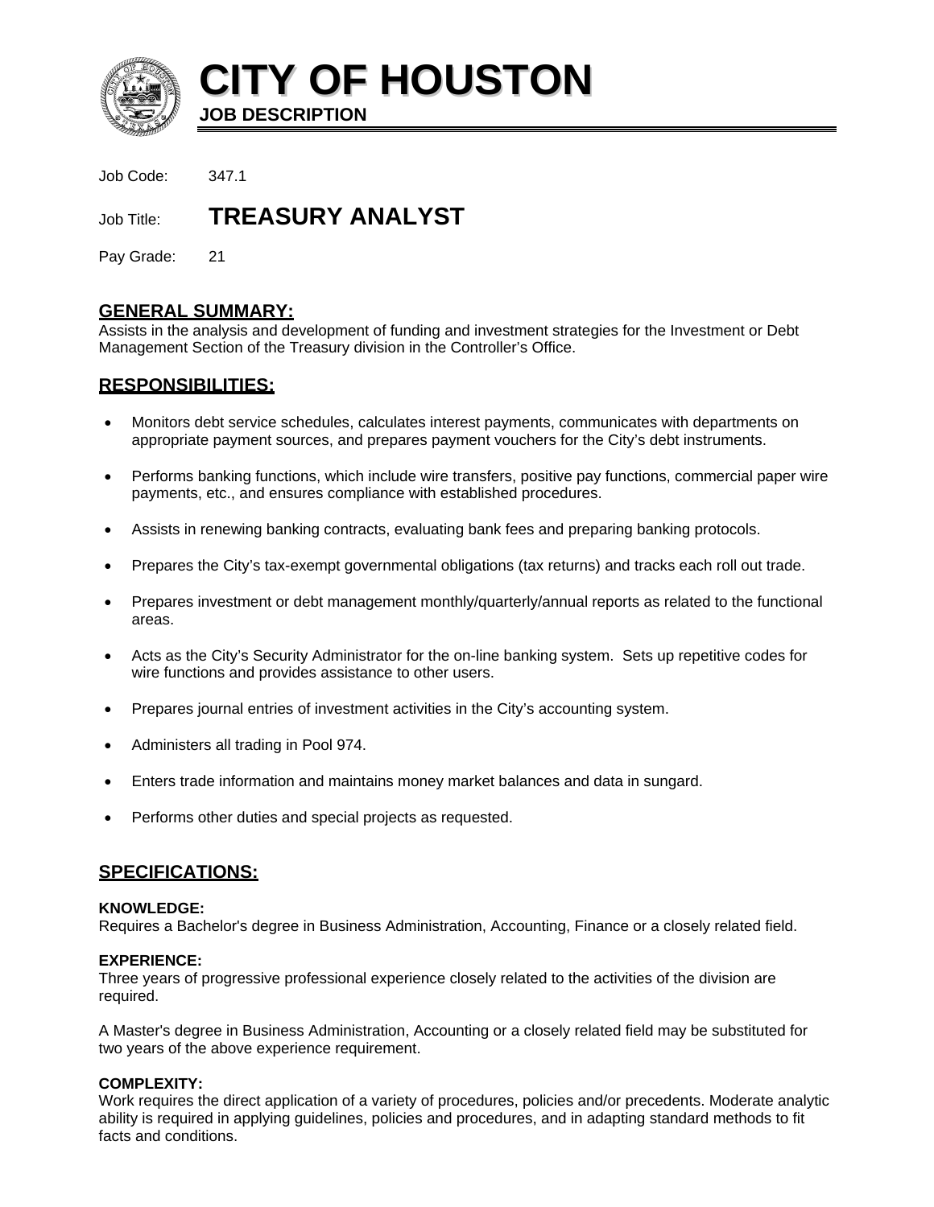# CITY OF HOUSTON

**JOB DESCRIPTION**

Job Code: 347.1

Job Title: **TREASURY ANALYST**

Pay Grade: 21

## GENERAL SUMMARY:

Assists in the analysis and development of funding and investment strategies for the Investment or Debt Management Section of the Treasury division in the Controller's Office.

## RESPONSIBILITIES:

- Monitors debt service schedules, calculates interest payments, communicates with departments on appropriate payment sources, and prepares payment vouchers for the City's debt instruments.
- Performs banking functions, which include wire transfers, positive pay functions, commercial paper wire payments, etc., and ensures compliance with established procedures.
- Assists in renewing banking contracts, evaluating bank fees and preparing banking protocols.
- Prepares the City's tax-exempt governmental obligations (tax returns) and tracks each roll out trade.
- Prepares investment or debt management monthly/quarterly/annual reports as related to the functional areas.
- Acts as the City's Security Administrator for the on-line banking system. Sets up repetitive codes for wire functions and provides assistance to other users.
- Prepares journal entries of investment activities in the City's accounting system.
- Administers all trading in Pool 974.
- Enters trade information and maintains money market balances and data in sungard.
- Performs other duties and special projects as requested.

## SPECIFICATIONS:

**KNOWLEDGE:**
Requires a Bachelor's degree in Business Administration, Accounting, Finance or a closely related field.

**EXPERIENCE:**
Three years of progressive professional experience closely related to the activities of the division are required.

A Master's degree in Business Administration, Accounting or a closely related field may be substituted for two years of the above experience requirement.

**COMPLEXITY:**
Work requires the direct application of a variety of procedures, policies and/or precedents. Moderate analytic ability is required in applying guidelines, policies and procedures, and in adapting standard methods to fit facts and conditions.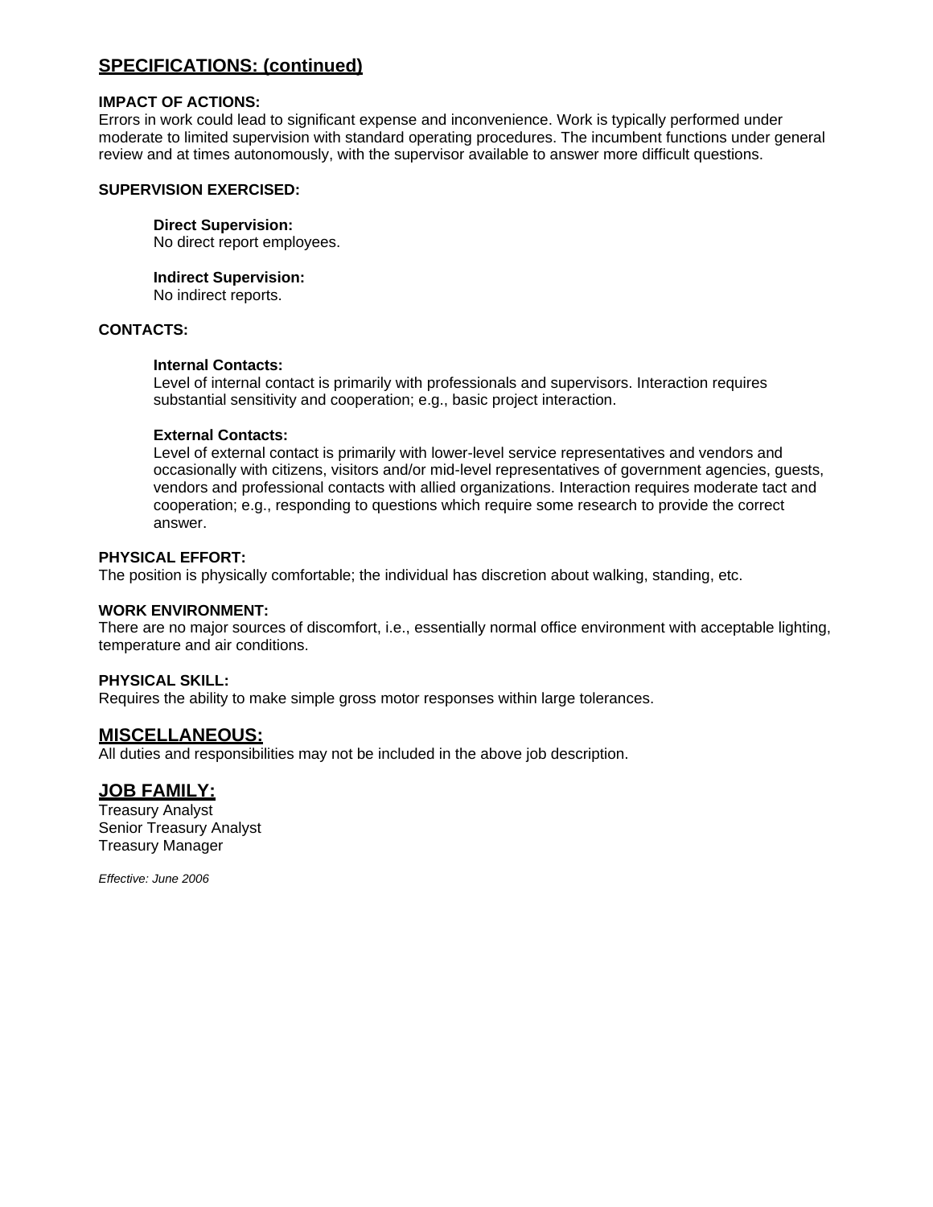## SPECIFICATIONS: (continued)

**IMPACT OF ACTIONS:**
Errors in work could lead to significant expense and inconvenience. Work is typically performed under moderate to limited supervision with standard operating procedures. The incumbent functions under general review and at times autonomously, with the supervisor available to answer more difficult questions.

**SUPERVISION EXERCISED:**

**Direct Supervision:**
No direct report employees.

**Indirect Supervision:**
No indirect reports.

**CONTACTS:**

**Internal Contacts:**
Level of internal contact is primarily with professionals and supervisors. Interaction requires substantial sensitivity and cooperation; e.g., basic project interaction.

**External Contacts:**
Level of external contact is primarily with lower-level service representatives and vendors and occasionally with citizens, visitors and/or mid-level representatives of government agencies, guests, vendors and professional contacts with allied organizations. Interaction requires moderate tact and cooperation; e.g., responding to questions which require some research to provide the correct answer.

**PHYSICAL EFFORT:**
The position is physically comfortable; the individual has discretion about walking, standing, etc.

**WORK ENVIRONMENT:**
There are no major sources of discomfort, i.e., essentially normal office environment with acceptable lighting, temperature and air conditions.

**PHYSICAL SKILL:**
Requires the ability to make simple gross motor responses within large tolerances.

## MISCELLANEOUS:

All duties and responsibilities may not be included in the above job description.

## JOB FAMILY:

Treasury Analyst
Senior Treasury Analyst
Treasury Manager

*Effective: June 2006*